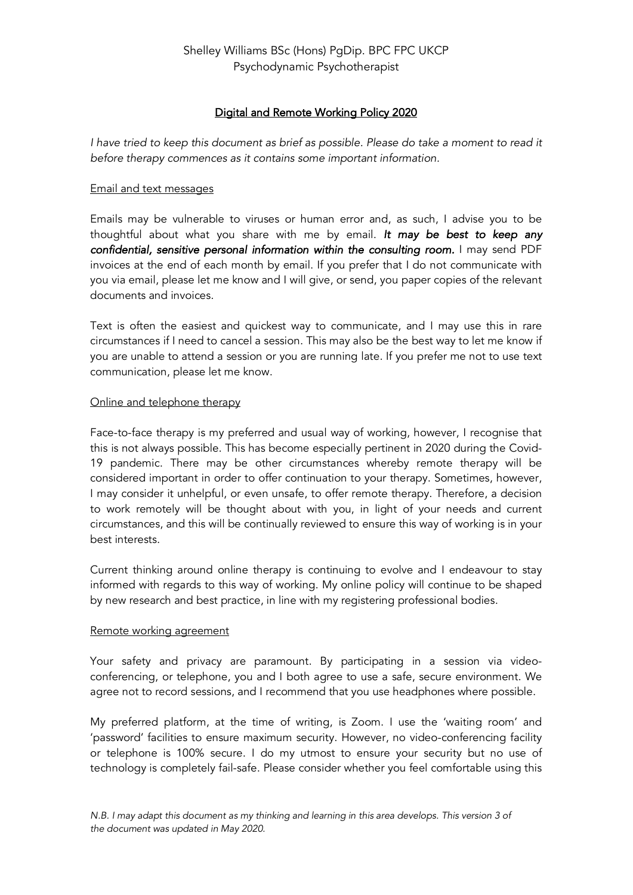Shelley Williams BSc (Hons) PgDip. BPC FPC UKCP
Psychodynamic Psychotherapist

# Digital and Remote Working Policy 2020

*I have tried to keep this document as brief as possible. Please do take a moment to read it before therapy commences as it contains some important information.*

## Email and text messages

Emails may be vulnerable to viruses or human error and, as such, I advise you to be thoughtful about what you share with me by email. ***It may be best to keep any confidential, sensitive personal information within the consulting room.*** I may send PDF invoices at the end of each month by email. If you prefer that I do not communicate with you via email, please let me know and I will give, or send, you paper copies of the relevant documents and invoices.

Text is often the easiest and quickest way to communicate, and I may use this in rare circumstances if I need to cancel a session. This may also be the best way to let me know if you are unable to attend a session or you are running late. If you prefer me not to use text communication, please let me know.

## Online and telephone therapy

Face-to-face therapy is my preferred and usual way of working, however, I recognise that this is not always possible. This has become especially pertinent in 2020 during the Covid-19 pandemic. There may be other circumstances whereby remote therapy will be considered important in order to offer continuation to your therapy. Sometimes, however, I may consider it unhelpful, or even unsafe, to offer remote therapy. Therefore, a decision to work remotely will be thought about with you, in light of your needs and current circumstances, and this will be continually reviewed to ensure this way of working is in your best interests.

Current thinking around online therapy is continuing to evolve and I endeavour to stay informed with regards to this way of working. My online policy will continue to be shaped by new research and best practice, in line with my registering professional bodies.

## Remote working agreement

Your safety and privacy are paramount. By participating in a session via video-conferencing, or telephone, you and I both agree to use a safe, secure environment. We agree not to record sessions, and I recommend that you use headphones where possible.

My preferred platform, at the time of writing, is Zoom. I use the 'waiting room' and 'password' facilities to ensure maximum security. However, no video-conferencing facility or telephone is 100% secure. I do my utmost to ensure your security but no use of technology is completely fail-safe. Please consider whether you feel comfortable using this

*N.B. I may adapt this document as my thinking and learning in this area develops. This version 3 of the document was updated in May 2020.*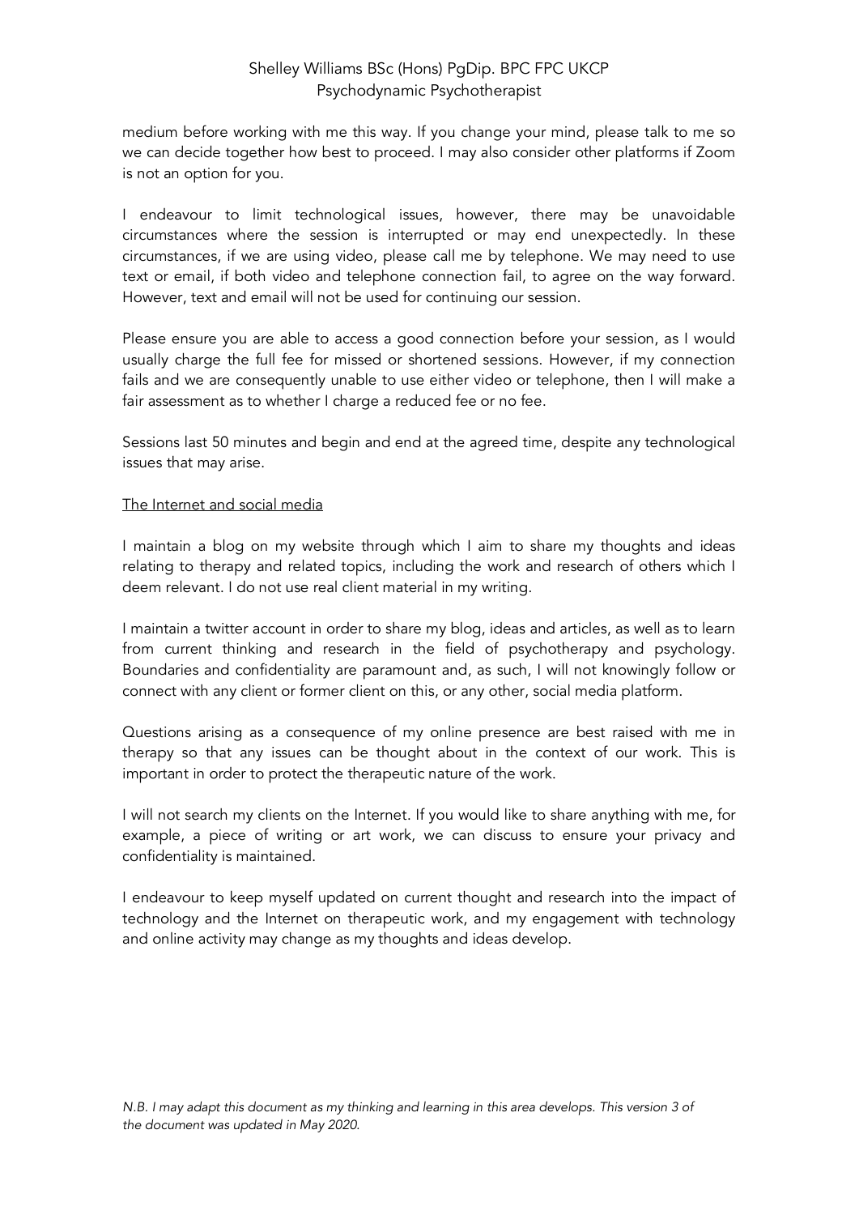medium before working with me this way. If you change your mind, please talk to me so we can decide together how best to proceed. I may also consider other platforms if Zoom is not an option for you.

I endeavour to limit technological issues, however, there may be unavoidable circumstances where the session is interrupted or may end unexpectedly. In these circumstances, if we are using video, please call me by telephone. We may need to use text or email, if both video and telephone connection fail, to agree on the way forward. However, text and email will not be used for continuing our session.

Please ensure you are able to access a good connection before your session, as I would usually charge the full fee for missed or shortened sessions. However, if my connection fails and we are consequently unable to use either video or telephone, then I will make a fair assessment as to whether I charge a reduced fee or no fee.

Sessions last 50 minutes and begin and end at the agreed time, despite any technological issues that may arise.

<u>The Internet and social media</u>

I maintain a blog on my website through which I aim to share my thoughts and ideas relating to therapy and related topics, including the work and research of others which I deem relevant. I do not use real client material in my writing.

I maintain a twitter account in order to share my blog, ideas and articles, as well as to learn from current thinking and research in the field of psychotherapy and psychology. Boundaries and confidentiality are paramount and, as such, I will not knowingly follow or connect with any client or former client on this, or any other, social media platform.

Questions arising as a consequence of my online presence are best raised with me in therapy so that any issues can be thought about in the context of our work. This is important in order to protect the therapeutic nature of the work.

I will not search my clients on the Internet. If you would like to share anything with me, for example, a piece of writing or art work, we can discuss to ensure your privacy and confidentiality is maintained.

I endeavour to keep myself updated on current thought and research into the impact of technology and the Internet on therapeutic work, and my engagement with technology and online activity may change as my thoughts and ideas develop.

*N.B. I may adapt this document as my thinking and learning in this area develops. This version 3 of the document was updated in May 2020.*